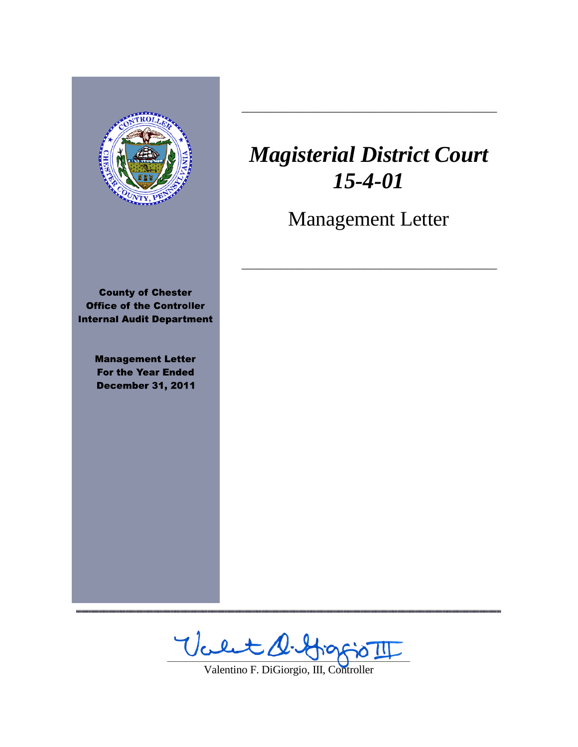# *Magisterial District Court 15-4-01*

## Management Letter

**County of Chester**
**Office of the Controller**
**Internal Audit Department**

**Management Letter**
**For the Year Ended**
**December 31, 2011**

Valentino F. DiGiorgio, III, Controller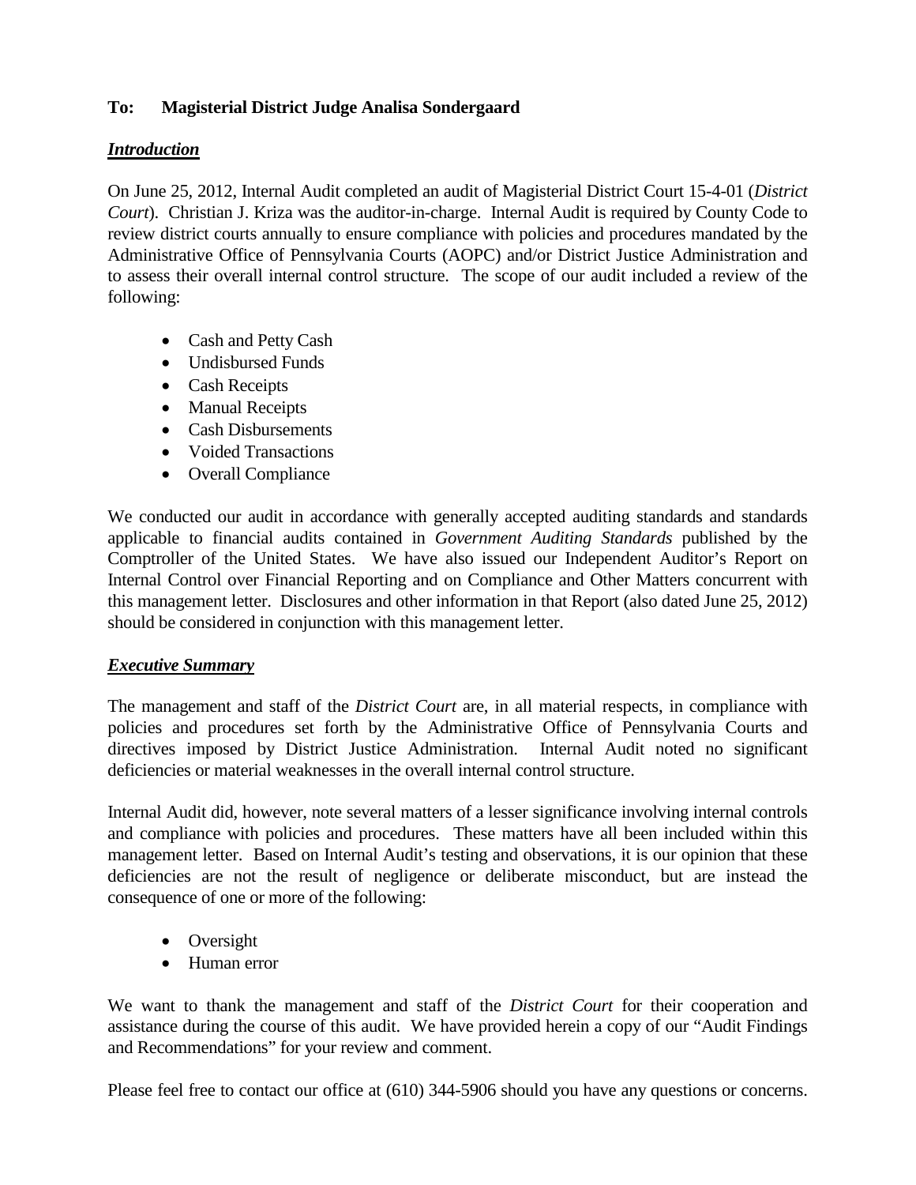**To: Magisterial District Judge Analisa Sondergaard**

***Introduction***

On June 25, 2012, Internal Audit completed an audit of Magisterial District Court 15-4-01 (*District Court*). Christian J. Kriza was the auditor-in-charge. Internal Audit is required by County Code to review district courts annually to ensure compliance with policies and procedures mandated by the Administrative Office of Pennsylvania Courts (AOPC) and/or District Justice Administration and to assess their overall internal control structure. The scope of our audit included a review of the following:

- Cash and Petty Cash
- Undisbursed Funds
- Cash Receipts
- Manual Receipts
- Cash Disbursements
- Voided Transactions
- Overall Compliance

We conducted our audit in accordance with generally accepted auditing standards and standards applicable to financial audits contained in *Government Auditing Standards* published by the Comptroller of the United States. We have also issued our Independent Auditor's Report on Internal Control over Financial Reporting and on Compliance and Other Matters concurrent with this management letter. Disclosures and other information in that Report (also dated June 25, 2012) should be considered in conjunction with this management letter.

***Executive Summary***

The management and staff of the *District Court* are, in all material respects, in compliance with policies and procedures set forth by the Administrative Office of Pennsylvania Courts and directives imposed by District Justice Administration. Internal Audit noted no significant deficiencies or material weaknesses in the overall internal control structure.

Internal Audit did, however, note several matters of a lesser significance involving internal controls and compliance with policies and procedures. These matters have all been included within this management letter. Based on Internal Audit's testing and observations, it is our opinion that these deficiencies are not the result of negligence or deliberate misconduct, but are instead the consequence of one or more of the following:

- Oversight
- Human error

We want to thank the management and staff of the *District Court* for their cooperation and assistance during the course of this audit. We have provided herein a copy of our "Audit Findings and Recommendations" for your review and comment.

Please feel free to contact our office at (610) 344-5906 should you have any questions or concerns.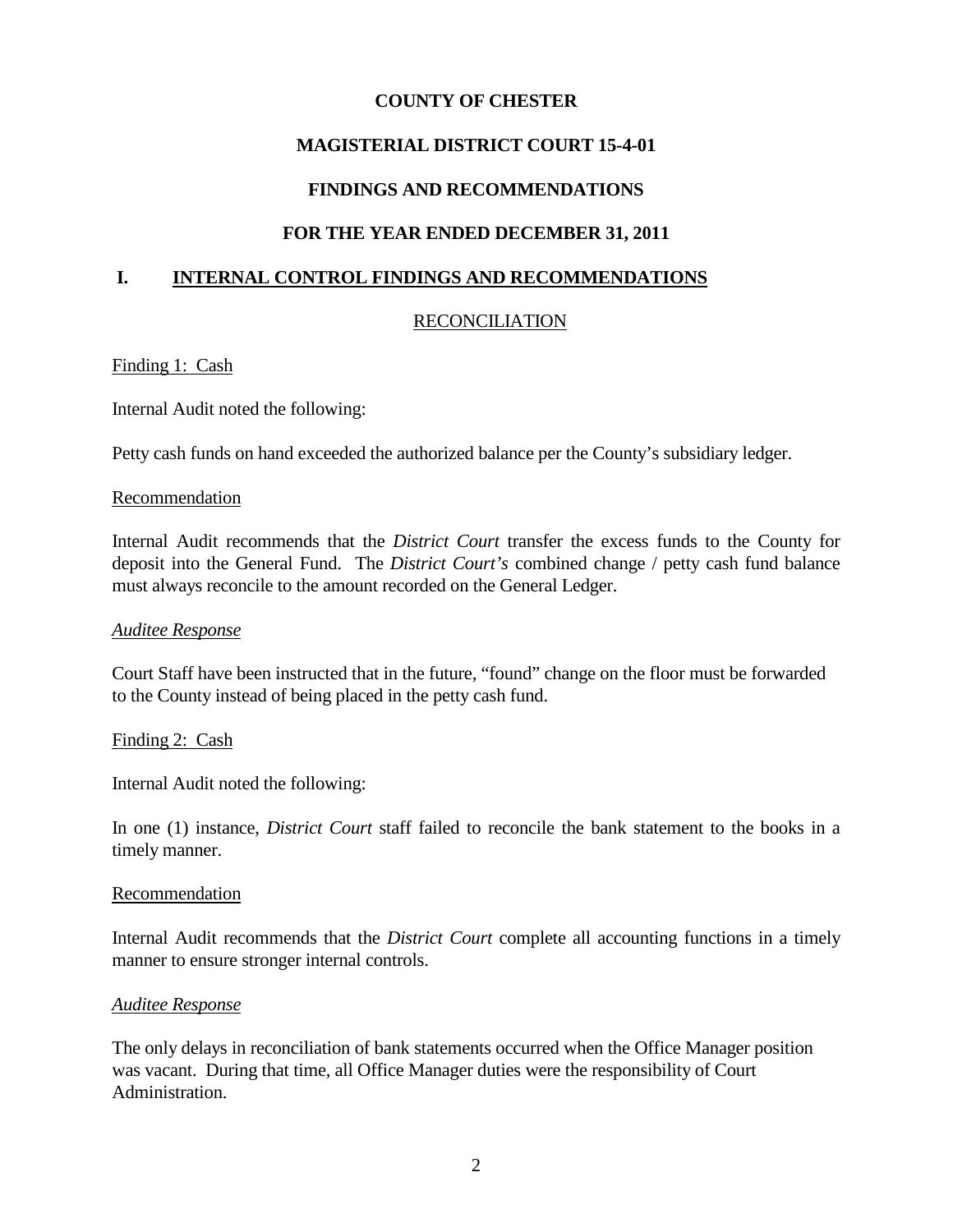**COUNTY OF CHESTER**

**MAGISTERIAL DISTRICT COURT 15-4-01**

**FINDINGS AND RECOMMENDATIONS**

**FOR THE YEAR ENDED DECEMBER 31, 2011**

## I. INTERNAL CONTROL FINDINGS AND RECOMMENDATIONS

### RECONCILIATION

Finding 1: Cash

Internal Audit noted the following:

Petty cash funds on hand exceeded the authorized balance per the County's subsidiary ledger.

Recommendation

Internal Audit recommends that the *District Court* transfer the excess funds to the County for deposit into the General Fund. The *District Court's* combined change / petty cash fund balance must always reconcile to the amount recorded on the General Ledger.

*Auditee Response*

Court Staff have been instructed that in the future, "found" change on the floor must be forwarded to the County instead of being placed in the petty cash fund.

Finding 2: Cash

Internal Audit noted the following:

In one (1) instance, *District Court* staff failed to reconcile the bank statement to the books in a timely manner.

Recommendation

Internal Audit recommends that the *District Court* complete all accounting functions in a timely manner to ensure stronger internal controls.

*Auditee Response*

The only delays in reconciliation of bank statements occurred when the Office Manager position was vacant. During that time, all Office Manager duties were the responsibility of Court Administration.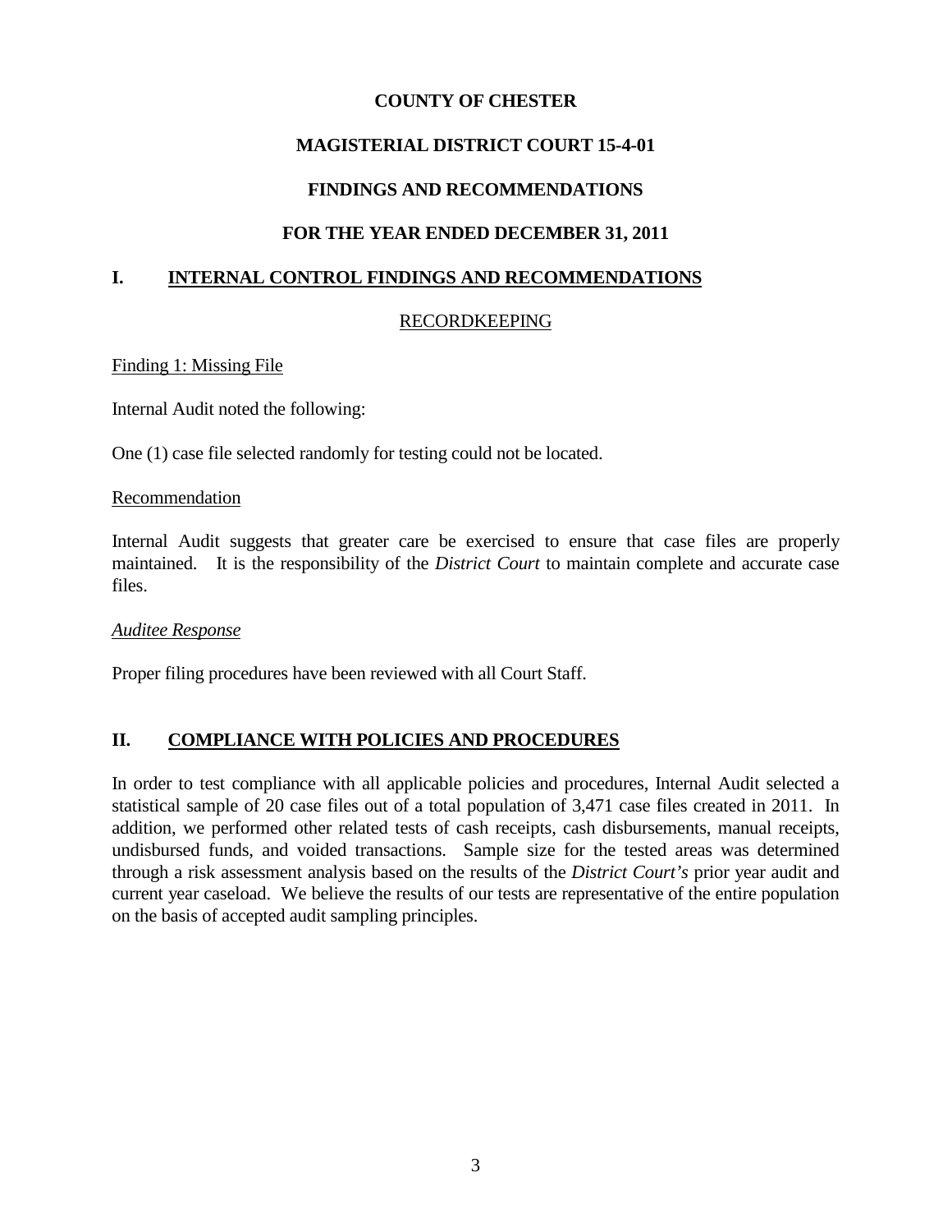**COUNTY OF CHESTER**

**MAGISTERIAL DISTRICT COURT 15-4-01**

**FINDINGS AND RECOMMENDATIONS**

**FOR THE YEAR ENDED DECEMBER 31, 2011**

## I. INTERNAL CONTROL FINDINGS AND RECOMMENDATIONS

### RECORDKEEPING

Finding 1: Missing File

Internal Audit noted the following:

One (1) case file selected randomly for testing could not be located.

Recommendation

Internal Audit suggests that greater care be exercised to ensure that case files are properly maintained. It is the responsibility of the *District Court* to maintain complete and accurate case files.

*Auditee Response*

Proper filing procedures have been reviewed with all Court Staff.

## II. COMPLIANCE WITH POLICIES AND PROCEDURES

In order to test compliance with all applicable policies and procedures, Internal Audit selected a statistical sample of 20 case files out of a total population of 3,471 case files created in 2011. In addition, we performed other related tests of cash receipts, cash disbursements, manual receipts, undisbursed funds, and voided transactions. Sample size for the tested areas was determined through a risk assessment analysis based on the results of the *District Court's* prior year audit and current year caseload. We believe the results of our tests are representative of the entire population on the basis of accepted audit sampling principles.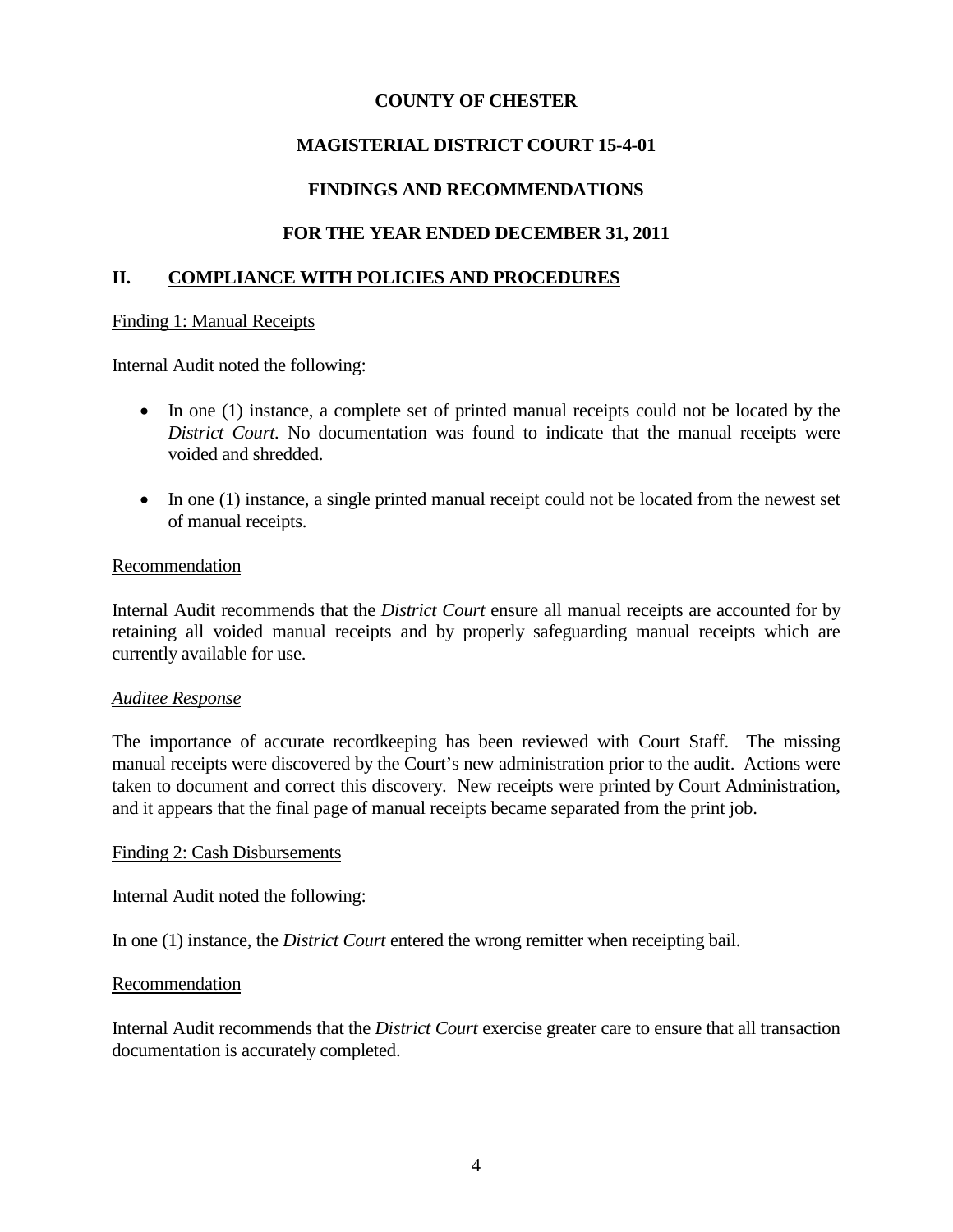**COUNTY OF CHESTER**

**MAGISTERIAL DISTRICT COURT 15-4-01**

**FINDINGS AND RECOMMENDATIONS**

**FOR THE YEAR ENDED DECEMBER 31, 2011**

## II. COMPLIANCE WITH POLICIES AND PROCEDURES

Finding 1: Manual Receipts

Internal Audit noted the following:

- In one (1) instance, a complete set of printed manual receipts could not be located by the *District Court*. No documentation was found to indicate that the manual receipts were voided and shredded.
- In one (1) instance, a single printed manual receipt could not be located from the newest set of manual receipts.

Recommendation

Internal Audit recommends that the *District Court* ensure all manual receipts are accounted for by retaining all voided manual receipts and by properly safeguarding manual receipts which are currently available for use.

*Auditee Response*

The importance of accurate recordkeeping has been reviewed with Court Staff. The missing manual receipts were discovered by the Court's new administration prior to the audit. Actions were taken to document and correct this discovery. New receipts were printed by Court Administration, and it appears that the final page of manual receipts became separated from the print job.

Finding 2: Cash Disbursements

Internal Audit noted the following:

In one (1) instance, the *District Court* entered the wrong remitter when receipting bail.

Recommendation

Internal Audit recommends that the *District Court* exercise greater care to ensure that all transaction documentation is accurately completed.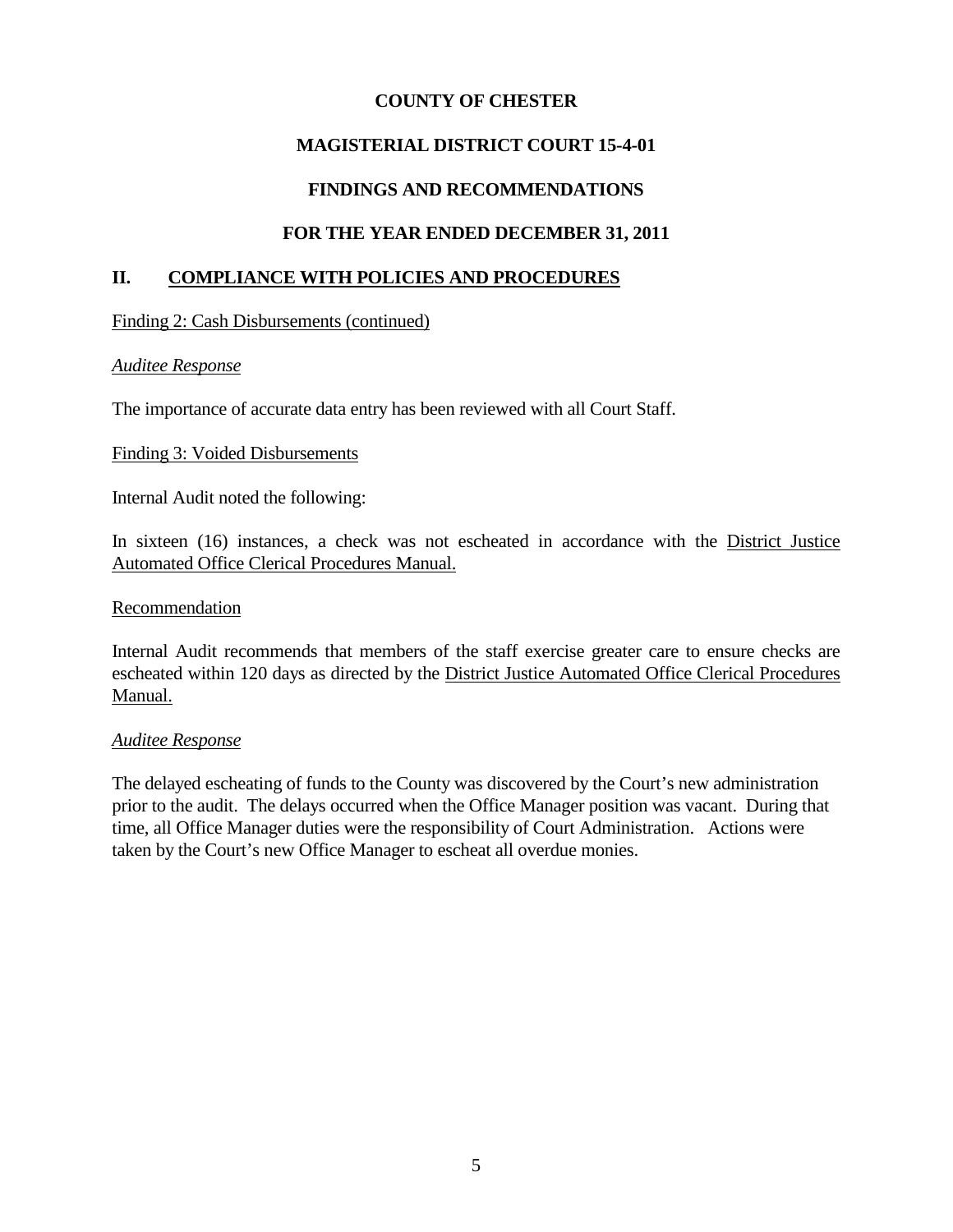**COUNTY OF CHESTER**

**MAGISTERIAL DISTRICT COURT 15-4-01**

**FINDINGS AND RECOMMENDATIONS**

**FOR THE YEAR ENDED DECEMBER 31, 2011**

## II. COMPLIANCE WITH POLICIES AND PROCEDURES

Finding 2: Cash Disbursements (continued)

*Auditee Response*

The importance of accurate data entry has been reviewed with all Court Staff.

Finding 3: Voided Disbursements

Internal Audit noted the following:

In sixteen (16) instances, a check was not escheated in accordance with the District Justice Automated Office Clerical Procedures Manual.

Recommendation

Internal Audit recommends that members of the staff exercise greater care to ensure checks are escheated within 120 days as directed by the District Justice Automated Office Clerical Procedures Manual.

*Auditee Response*

The delayed escheating of funds to the County was discovered by the Court's new administration prior to the audit. The delays occurred when the Office Manager position was vacant. During that time, all Office Manager duties were the responsibility of Court Administration. Actions were taken by the Court's new Office Manager to escheat all overdue monies.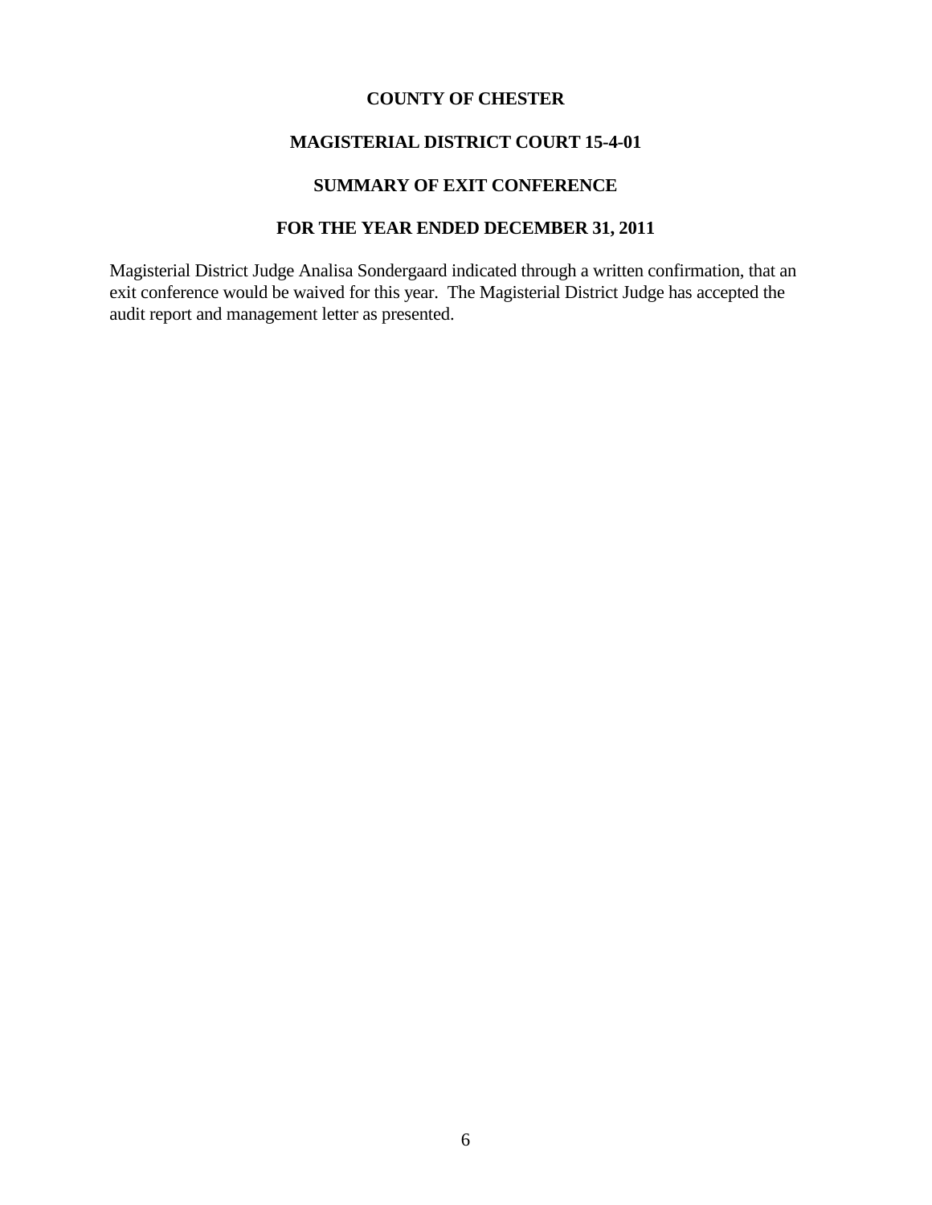**COUNTY OF CHESTER**

**MAGISTERIAL DISTRICT COURT 15-4-01**

**SUMMARY OF EXIT CONFERENCE**

**FOR THE YEAR ENDED DECEMBER 31, 2011**

Magisterial District Judge Analisa Sondergaard indicated through a written confirmation, that an exit conference would be waived for this year. The Magisterial District Judge has accepted the audit report and management letter as presented.